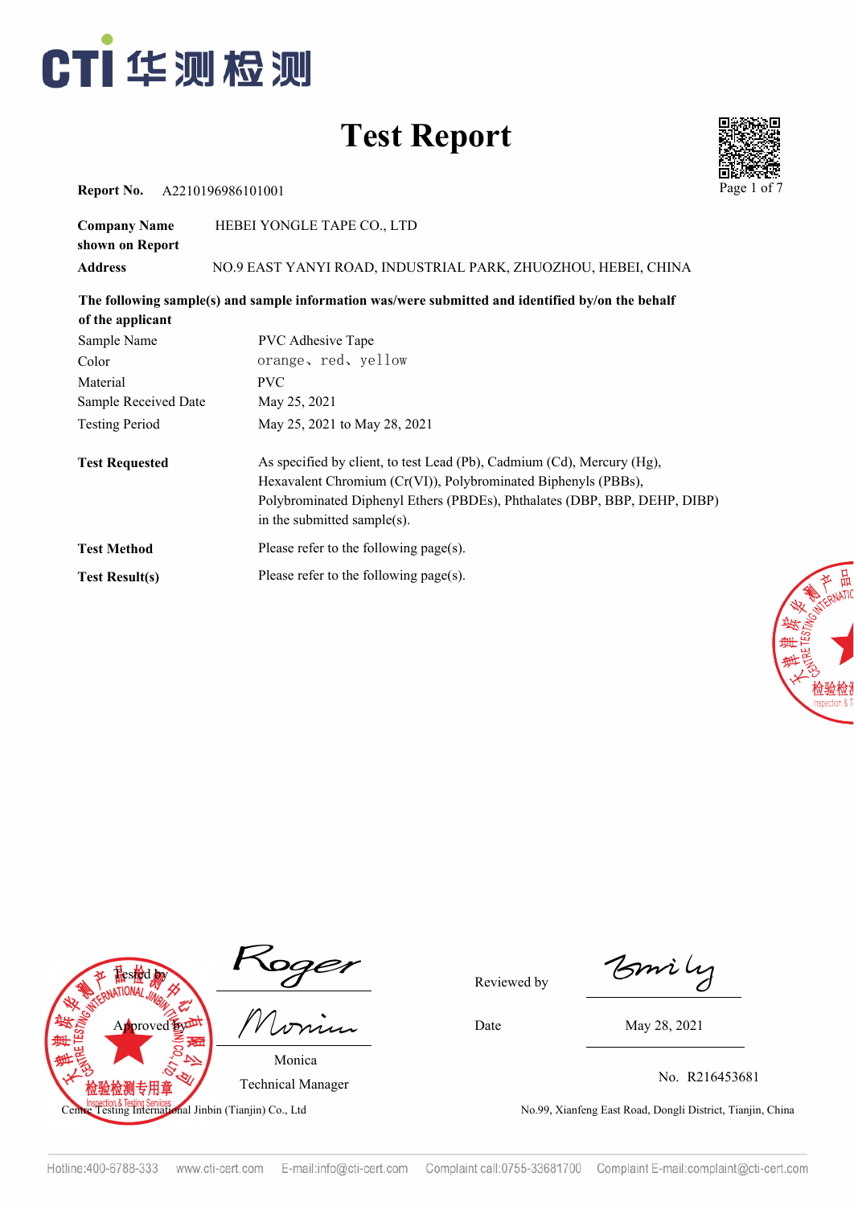CTI 华测检测

# Test Report

**Report No.** A2210196986101001

| | |
|---|---|
| **Company Name shown on Report** | HEBEI YONGLE TAPE CO., LTD |
| **Address** | NO.9 EAST YANYI ROAD, INDUSTRIAL PARK, ZHUOZHOU, HEBEI, CHINA |

**The following sample(s) and sample information was/were submitted and identified by/on the behalf of the applicant**

| | |
|---|---|
| Sample Name | PVC Adhesive Tape |
| Color | orange、red、yellow |
| Material | PVC |
| Sample Received Date | May 25, 2021 |
| Testing Period | May 25, 2021 to May 28, 2021 |

**Test Requested** As specified by client, to test Lead (Pb), Cadmium (Cd), Mercury (Hg), Hexavalent Chromium (Cr(VI)), Polybrominated Biphenyls (PBBs), Polybrominated Diphenyl Ethers (PBDEs), Phthalates (DBP, BBP, DEHP, DIBP) in the submitted sample(s).

**Test Method** Please refer to the following page(s).

**Test Result(s)** Please refer to the following page(s).

Tested by: Roger

Approved by: Monica, Technical Manager

Reviewed by: Emily

Date: May 28, 2021

No. R216453681

Centre Testing International Jinbin (Tianjin) Co., Ltd

No.99, Xianfeng East Road, Dongli District, Tianjin, China

Hotline:400-6788-333 www.cti-cert.com E-mail:info@cti-cert.com Complaint call:0755-33681700 Complaint E-mail:complaint@cti-cert.com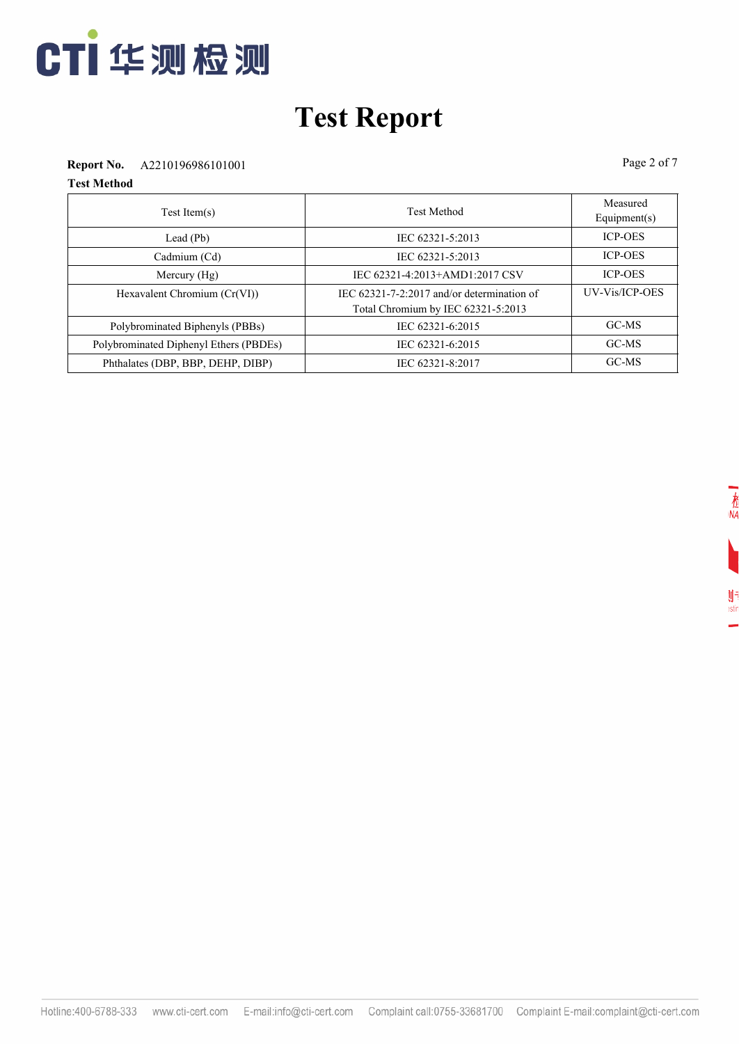# Test Report

**Report No.** A2210196986101001

**Test Method**

| Test Item(s) | Test Method | Measured Equipment(s) |
|---|---|---|
| Lead (Pb) | IEC 62321-5:2013 | ICP-OES |
| Cadmium (Cd) | IEC 62321-5:2013 | ICP-OES |
| Mercury (Hg) | IEC 62321-4:2013+AMD1:2017 CSV | ICP-OES |
| Hexavalent Chromium (Cr(VI)) | IEC 62321-7-2:2017 and/or determination of Total Chromium by IEC 62321-5:2013 | UV-Vis/ICP-OES |
| Polybrominated Biphenyls (PBBs) | IEC 62321-6:2015 | GC-MS |
| Polybrominated Diphenyl Ethers (PBDEs) | IEC 62321-6:2015 | GC-MS |
| Phthalates (DBP, BBP, DEHP, DIBP) | IEC 62321-8:2017 | GC-MS |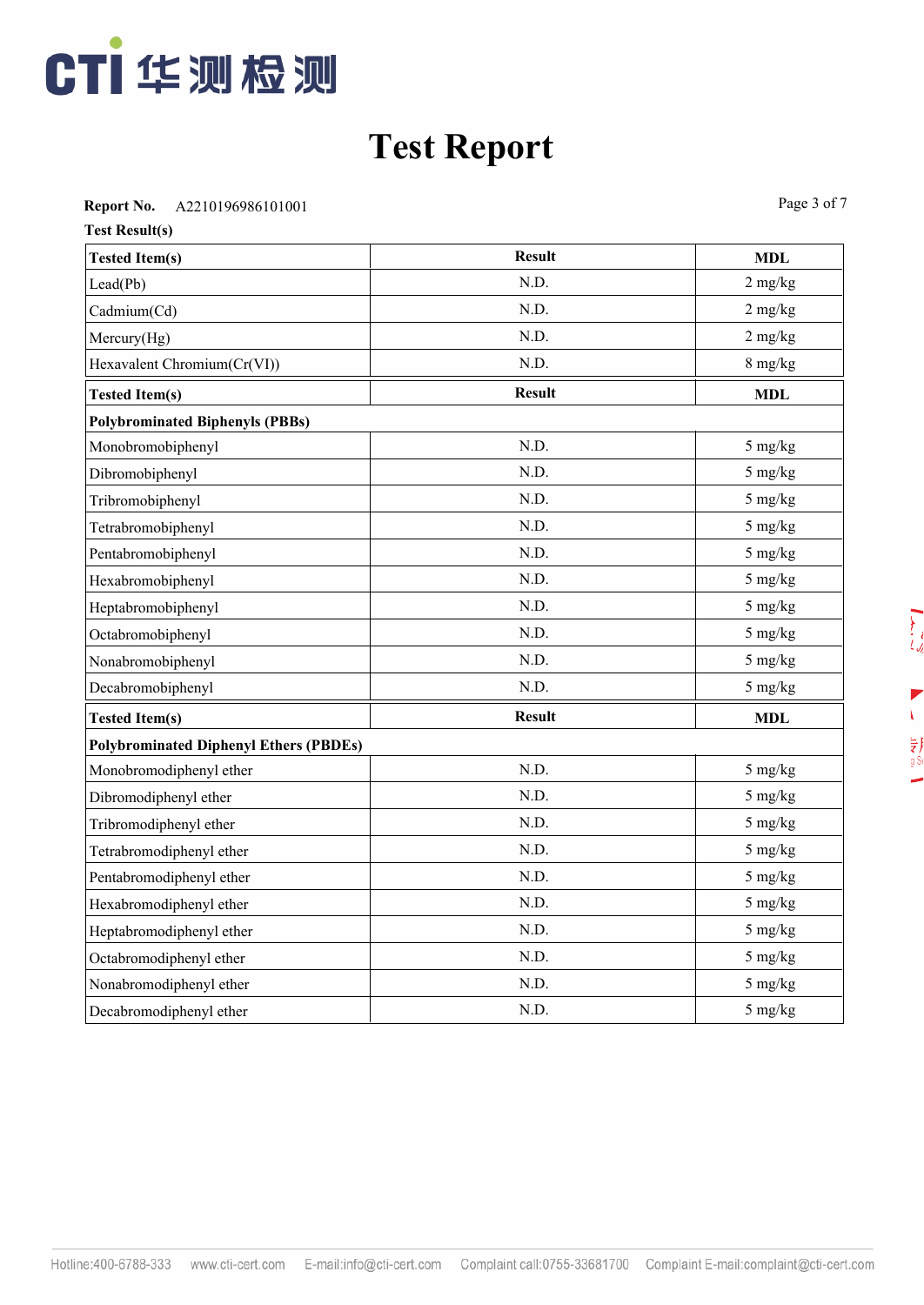# Test Report

**Report No.** A2210196986101001

**Test Result(s)**

| Tested Item(s) | Result | MDL |
|---|---|---|
| Lead(Pb) | N.D. | 2 mg/kg |
| Cadmium(Cd) | N.D. | 2 mg/kg |
| Mercury(Hg) | N.D. | 2 mg/kg |
| Hexavalent Chromium(Cr(VI)) | N.D. | 8 mg/kg |

| Tested Item(s) | Result | MDL |
|---|---|---|
| **Polybrominated Biphenyls (PBBs)** | | |
| Monobromobiphenyl | N.D. | 5 mg/kg |
| Dibromobiphenyl | N.D. | 5 mg/kg |
| Tribromobiphenyl | N.D. | 5 mg/kg |
| Tetrabromobiphenyl | N.D. | 5 mg/kg |
| Pentabromobiphenyl | N.D. | 5 mg/kg |
| Hexabromobiphenyl | N.D. | 5 mg/kg |
| Heptabromobiphenyl | N.D. | 5 mg/kg |
| Octabromobiphenyl | N.D. | 5 mg/kg |
| Nonabromobiphenyl | N.D. | 5 mg/kg |
| Decabromobiphenyl | N.D. | 5 mg/kg |

| Tested Item(s) | Result | MDL |
|---|---|---|
| **Polybrominated Diphenyl Ethers (PBDEs)** | | |
| Monobromodiphenyl ether | N.D. | 5 mg/kg |
| Dibromodiphenyl ether | N.D. | 5 mg/kg |
| Tribromodiphenyl ether | N.D. | 5 mg/kg |
| Tetrabromodiphenyl ether | N.D. | 5 mg/kg |
| Pentabromodiphenyl ether | N.D. | 5 mg/kg |
| Hexabromodiphenyl ether | N.D. | 5 mg/kg |
| Heptabromodiphenyl ether | N.D. | 5 mg/kg |
| Octabromodiphenyl ether | N.D. | 5 mg/kg |
| Nonabromodiphenyl ether | N.D. | 5 mg/kg |
| Decabromodiphenyl ether | N.D. | 5 mg/kg |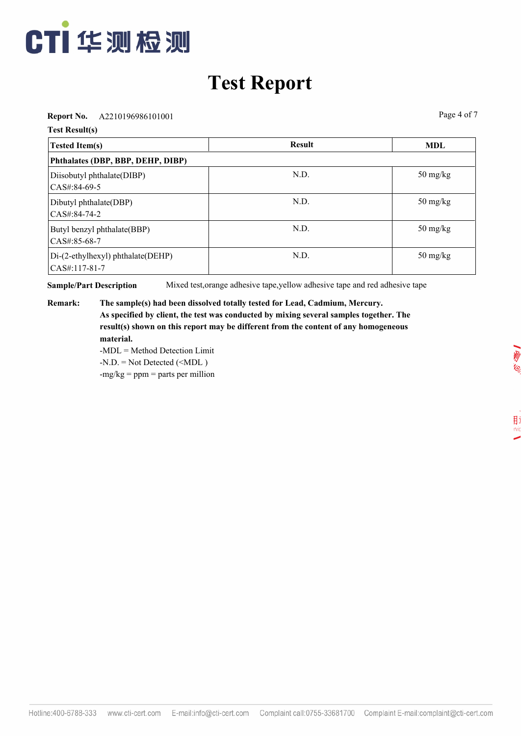# Test Report

**Report No.** A2210196986101001

**Test Result(s)**

| **Tested Item(s)** | **Result** | **MDL** |
|---|---|---|
| **Phthalates (DBP, BBP, DEHP, DIBP)** | | |
| Diisobutyl phthalate(DIBP) CAS#:84-69-5 | N.D. | 50 mg/kg |
| Dibutyl phthalate(DBP) CAS#:84-74-2 | N.D. | 50 mg/kg |
| Butyl benzyl phthalate(BBP) CAS#:85-68-7 | N.D. | 50 mg/kg |
| Di-(2-ethylhexyl) phthalate(DEHP) CAS#:117-81-7 | N.D. | 50 mg/kg |

**Sample/Part Description** Mixed test,orange adhesive tape,yellow adhesive tape and red adhesive tape

**Remark:** **The sample(s) had been dissolved totally tested for Lead, Cadmium, Mercury.**
**As specified by client, the test was conducted by mixing several samples together. The result(s) shown on this report may be different from the content of any homogeneous material.**

-MDL = Method Detection Limit
-N.D. = Not Detected (<MDL )
-mg/kg = ppm = parts per million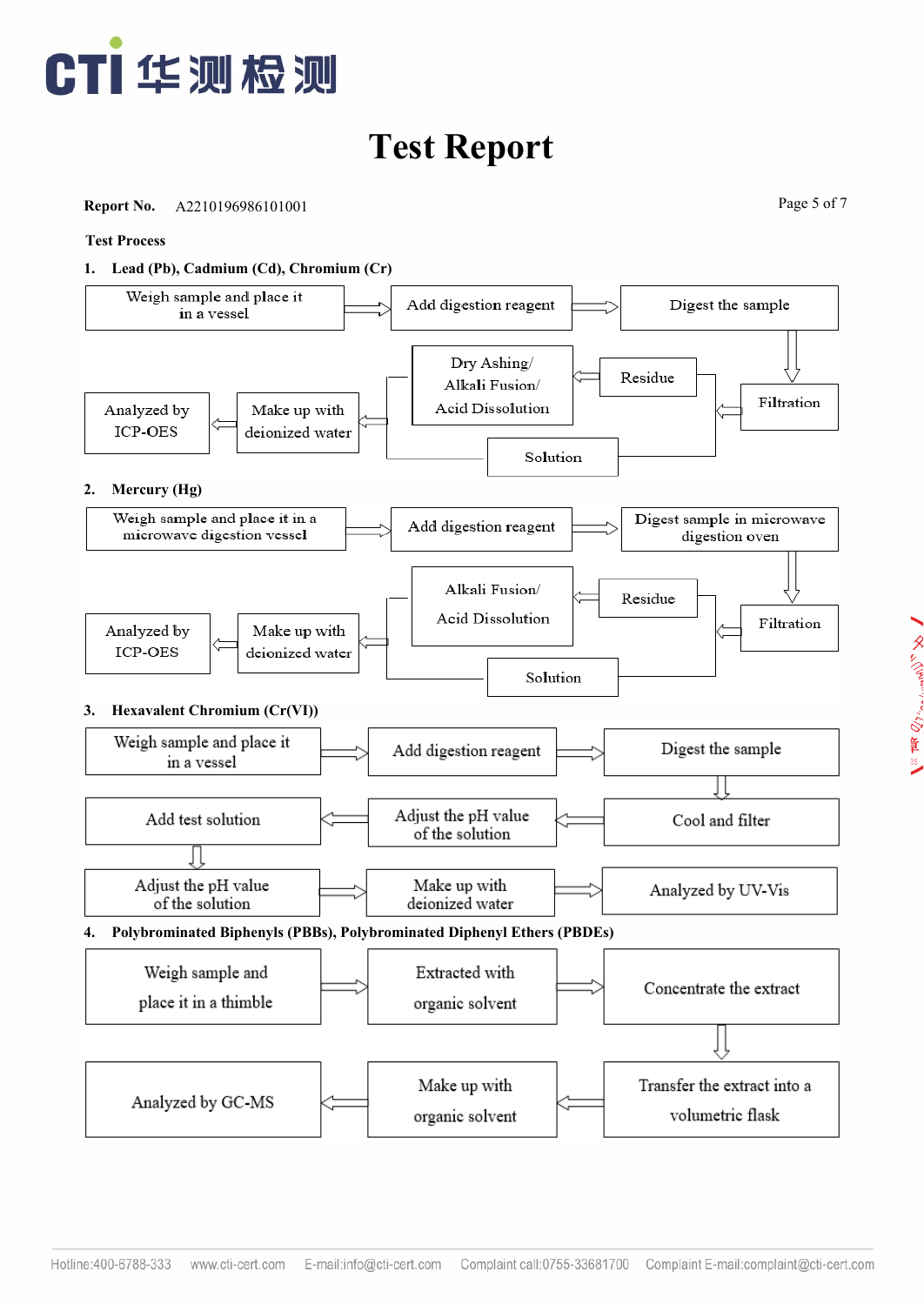# Test Report

**Report No.** A2210196986101001

**Test Process**

1. **Lead (Pb), Cadmium (Cd), Chromium (Cr)**

Weigh sample and place it in a vessel → Add digestion reagent → Digest the sample → Filtration → Residue → Dry Ashing/ Alkali Fusion/ Acid Dissolution → Make up with deionized water → Analyzed by ICP-OES

Filtration → Solution → Make up with deionized water → Analyzed by ICP-OES

2. **Mercury (Hg)**

Weigh sample and place it in a microwave digestion vessel → Add digestion reagent → Digest sample in microwave digestion oven → Filtration → Residue → Alkali Fusion/ Acid Dissolution → Make up with deionized water → Analyzed by ICP-OES

Filtration → Solution → Make up with deionized water → Analyzed by ICP-OES

3. **Hexavalent Chromium (Cr(VI))**

Weigh sample and place it in a vessel → Add digestion reagent → Digest the sample → Cool and filter → Adjust the pH value of the solution → Add test solution → Adjust the pH value of the solution → Make up with deionized water → Analyzed by UV-Vis

4. **Polybrominated Biphenyls (PBBs), Polybrominated Diphenyl Ethers (PBDEs)**

Weigh sample and place it in a thimble → Extracted with organic solvent → Concentrate the extract → Transfer the extract into a volumetric flask → Make up with organic solvent → Analyzed by GC-MS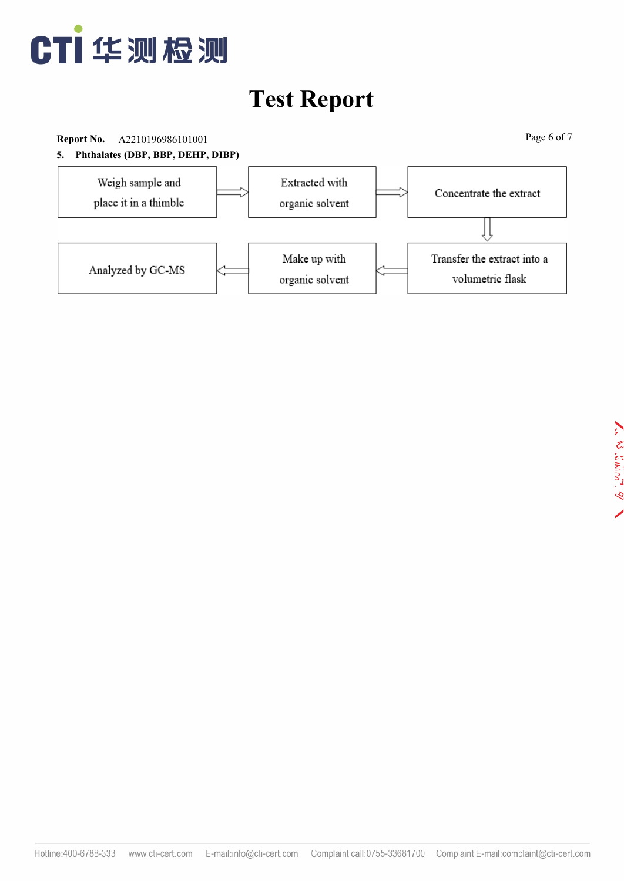# Test Report

**Report No.** A2210196986101001

**5. Phthalates (DBP, BBP, DEHP, DIBP)**

Weigh sample and place it in a thimble → Extracted with organic solvent → Concentrate the extract → Transfer the extract into a volumetric flask → Make up with organic solvent → Analyzed by GC-MS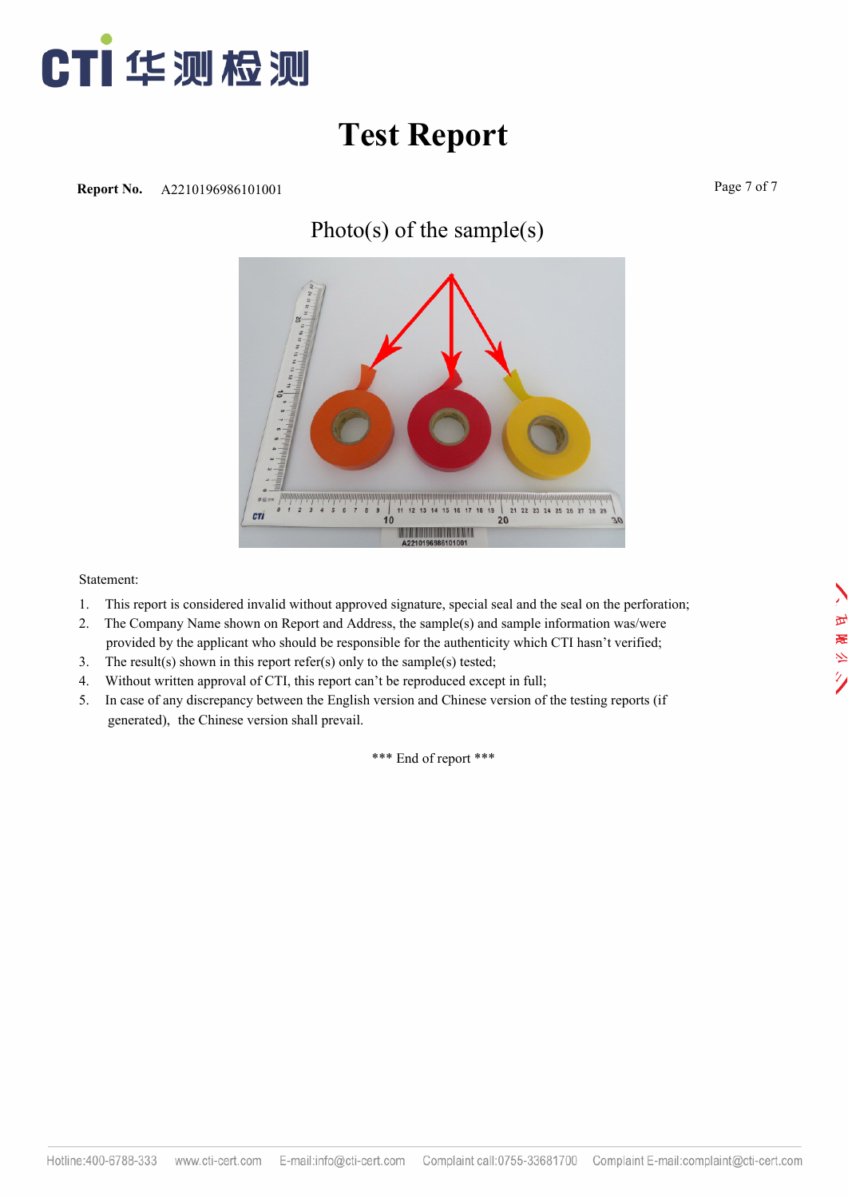# Test Report

**Report No.** A2210196986101001

## Photo(s) of the sample(s)

Statement:

1. This report is considered invalid without approved signature, special seal and the seal on the perforation;
2. The Company Name shown on Report and Address, the sample(s) and sample information was/were provided by the applicant who should be responsible for the authenticity which CTI hasn't verified;
3. The result(s) shown in this report refer(s) only to the sample(s) tested;
4. Without written approval of CTI, this report can't be reproduced except in full;
5. In case of any discrepancy between the English version and Chinese version of the testing reports (if generated), the Chinese version shall prevail.

*** End of report ***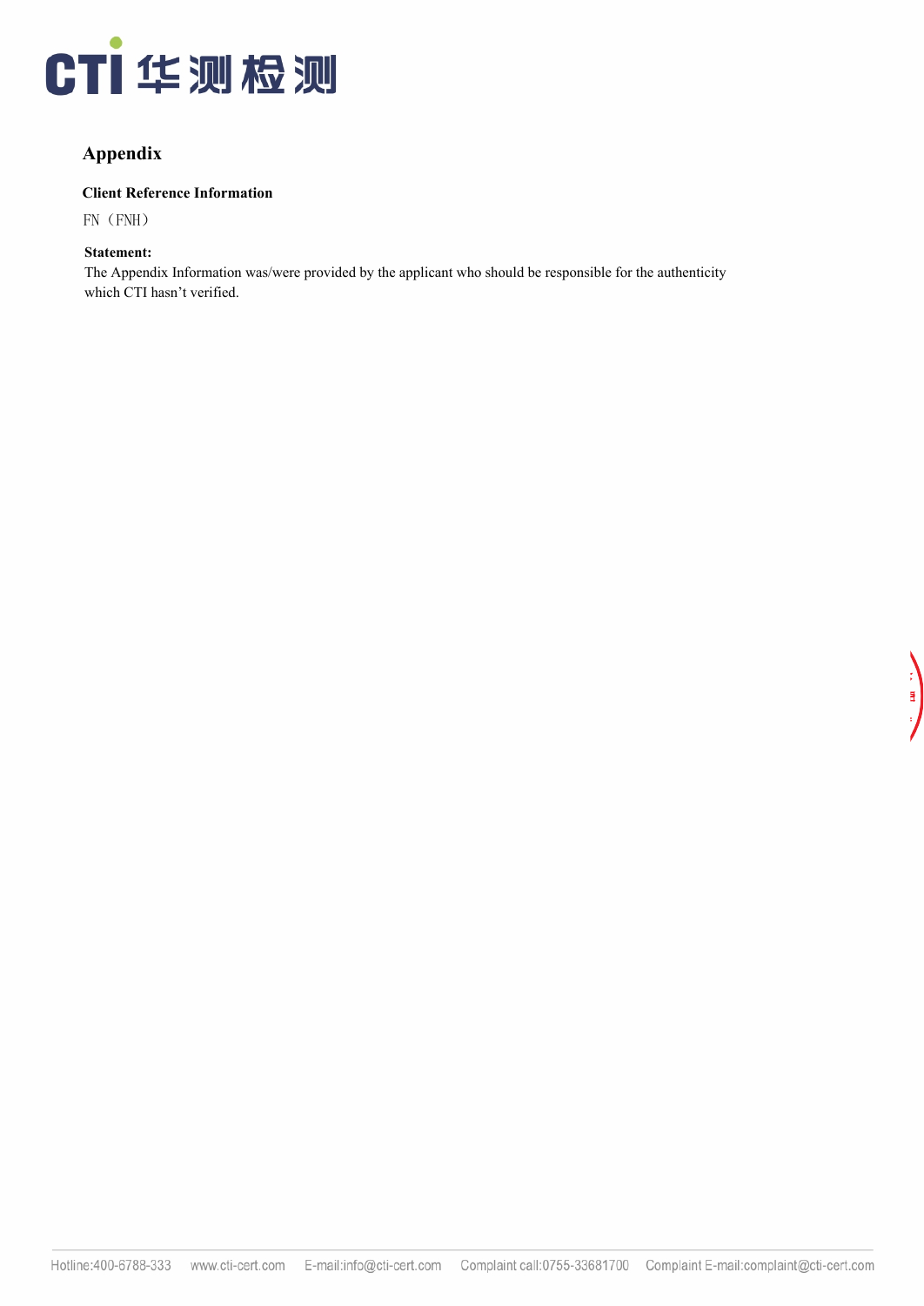## Appendix

**Client Reference Information**

FN（FNH）

**Statement:**

The Appendix Information was/were provided by the applicant who should be responsible for the authenticity which CTI hasn't verified.